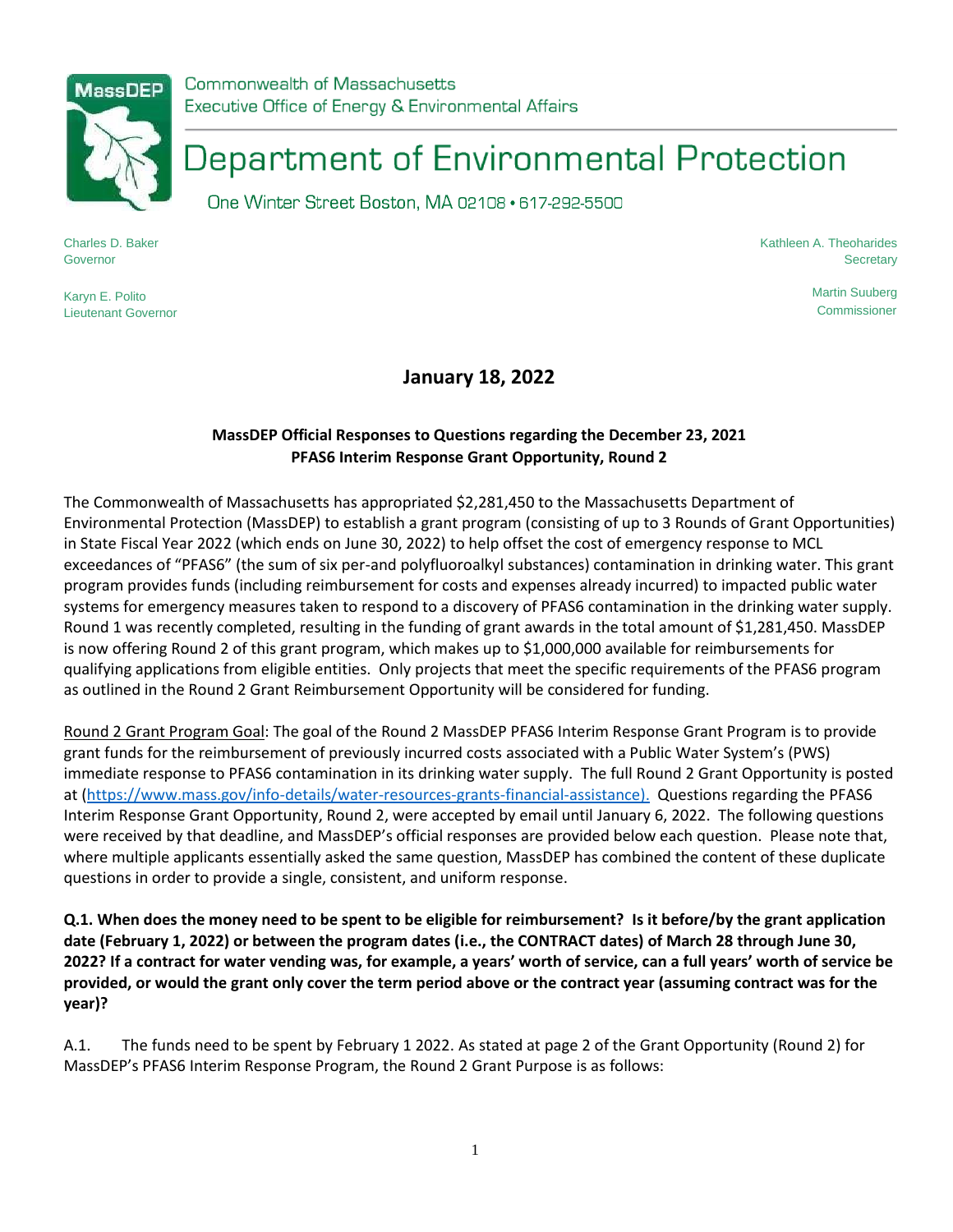Commonwealth of Massachusetts
Executive Office of Energy & Environmental Affairs

# Department of Environmental Protection

One Winter Street Boston, MA 02108 • 617-292-5500

Charles D. Baker
Governor

Karyn E. Polito
Lieutenant Governor

Kathleen A. Theoharides
Secretary

Martin Suuberg
Commissioner

## January 18, 2022

### MassDEP Official Responses to Questions regarding the December 23, 2021 PFAS6 Interim Response Grant Opportunity, Round 2

The Commonwealth of Massachusetts has appropriated $2,281,450 to the Massachusetts Department of Environmental Protection (MassDEP) to establish a grant program (consisting of up to 3 Rounds of Grant Opportunities) in State Fiscal Year 2022 (which ends on June 30, 2022) to help offset the cost of emergency response to MCL exceedances of "PFAS6" (the sum of six per-and polyfluoroalkyl substances) contamination in drinking water. This grant program provides funds (including reimbursement for costs and expenses already incurred) to impacted public water systems for emergency measures taken to respond to a discovery of PFAS6 contamination in the drinking water supply. Round 1 was recently completed, resulting in the funding of grant awards in the total amount of $1,281,450. MassDEP is now offering Round 2 of this grant program, which makes up to $1,000,000 available for reimbursements for qualifying applications from eligible entities. Only projects that meet the specific requirements of the PFAS6 program as outlined in the Round 2 Grant Reimbursement Opportunity will be considered for funding.

Round 2 Grant Program Goal: The goal of the Round 2 MassDEP PFAS6 Interim Response Grant Program is to provide grant funds for the reimbursement of previously incurred costs associated with a Public Water System's (PWS) immediate response to PFAS6 contamination in its drinking water supply. The full Round 2 Grant Opportunity is posted at (https://www.mass.gov/info-details/water-resources-grants-financial-assistance). Questions regarding the PFAS6 Interim Response Grant Opportunity, Round 2, were accepted by email until January 6, 2022. The following questions were received by that deadline, and MassDEP's official responses are provided below each question. Please note that, where multiple applicants essentially asked the same question, MassDEP has combined the content of these duplicate questions in order to provide a single, consistent, and uniform response.

**Q.1. When does the money need to be spent to be eligible for reimbursement? Is it before/by the grant application date (February 1, 2022) or between the program dates (i.e., the CONTRACT dates) of March 28 through June 30, 2022? If a contract for water vending was, for example, a years' worth of service, can a full years' worth of service be provided, or would the grant only cover the term period above or the contract year (assuming contract was for the year)?**

A.1. The funds need to be spent by February 1 2022. As stated at page 2 of the Grant Opportunity (Round 2) for MassDEP's PFAS6 Interim Response Program, the Round 2 Grant Purpose is as follows: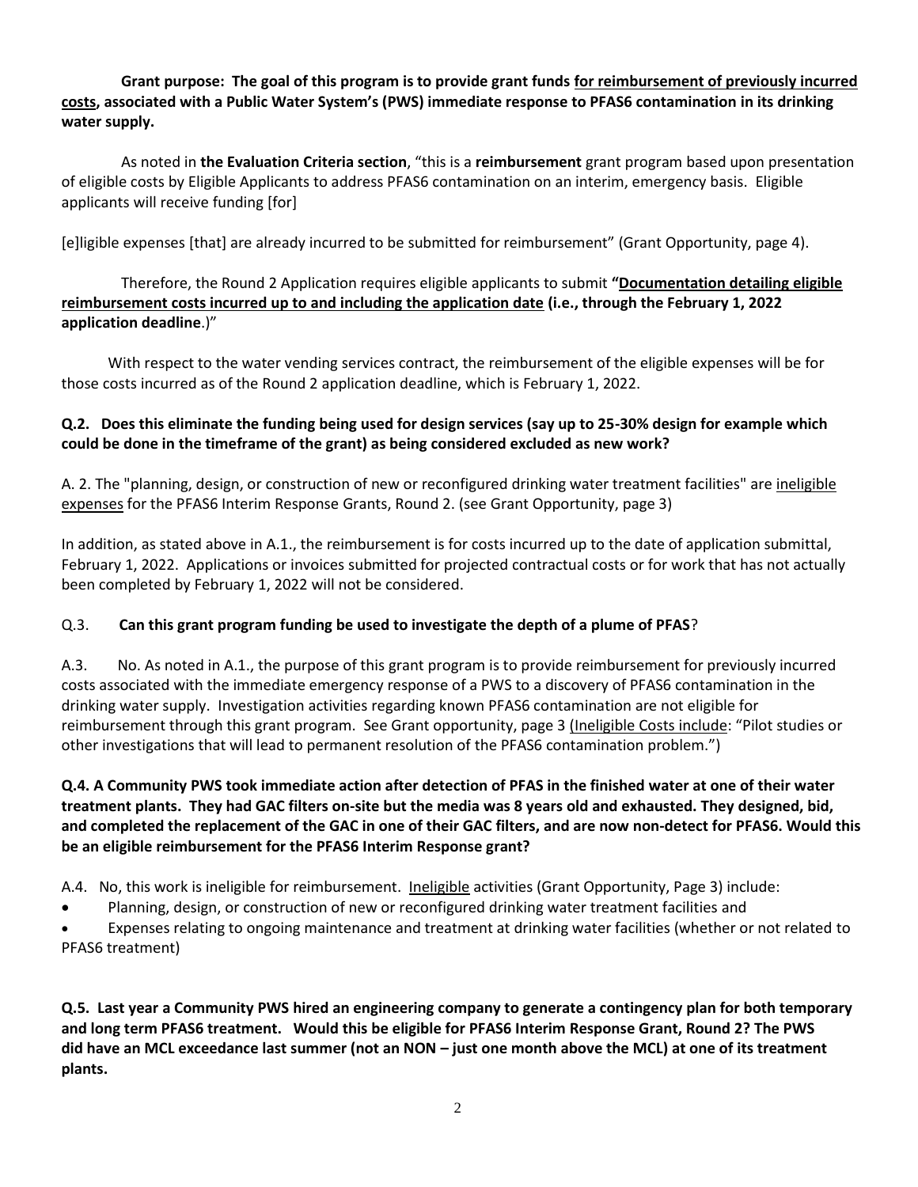**Grant purpose: The goal of this program is to provide grant funds <u>for reimbursement of previously incurred costs</u>, associated with a Public Water System's (PWS) immediate response to PFAS6 contamination in its drinking water supply.**

As noted in **the Evaluation Criteria section**, "this is a **reimbursement** grant program based upon presentation of eligible costs by Eligible Applicants to address PFAS6 contamination on an interim, emergency basis. Eligible applicants will receive funding [for]

[e]ligible expenses [that] are already incurred to be submitted for reimbursement" (Grant Opportunity, page 4).

Therefore, the Round 2 Application requires eligible applicants to submit **"<u>Documentation detailing eligible reimbursement costs incurred up to and including the application date</u> (i.e., through the February 1, 2022 application deadline**.)"

With respect to the water vending services contract, the reimbursement of the eligible expenses will be for those costs incurred as of the Round 2 application deadline, which is February 1, 2022.

**Q.2. Does this eliminate the funding being used for design services (say up to 25-30% design for example which could be done in the timeframe of the grant) as being considered excluded as new work?**

A. 2. The "planning, design, or construction of new or reconfigured drinking water treatment facilities" are <u>ineligible expenses</u> for the PFAS6 Interim Response Grants, Round 2. (see Grant Opportunity, page 3)

In addition, as stated above in A.1., the reimbursement is for costs incurred up to the date of application submittal, February 1, 2022. Applications or invoices submitted for projected contractual costs or for work that has not actually been completed by February 1, 2022 will not be considered.

Q.3. **Can this grant program funding be used to investigate the depth of a plume of PFAS**?

A.3. No. As noted in A.1., the purpose of this grant program is to provide reimbursement for previously incurred costs associated with the immediate emergency response of a PWS to a discovery of PFAS6 contamination in the drinking water supply. Investigation activities regarding known PFAS6 contamination are not eligible for reimbursement through this grant program. See Grant opportunity, page 3 (<u>Ineligible Costs include</u>: "Pilot studies or other investigations that will lead to permanent resolution of the PFAS6 contamination problem.")

**Q.4. A Community PWS took immediate action after detection of PFAS in the finished water at one of their water treatment plants. They had GAC filters on-site but the media was 8 years old and exhausted. They designed, bid, and completed the replacement of the GAC in one of their GAC filters, and are now non-detect for PFAS6. Would this be an eligible reimbursement for the PFAS6 Interim Response grant?**

A.4. No, this work is ineligible for reimbursement. <u>Ineligible</u> activities (Grant Opportunity, Page 3) include:

- Planning, design, or construction of new or reconfigured drinking water treatment facilities and
- Expenses relating to ongoing maintenance and treatment at drinking water facilities (whether or not related to PFAS6 treatment)

**Q.5. Last year a Community PWS hired an engineering company to generate a contingency plan for both temporary and long term PFAS6 treatment. Would this be eligible for PFAS6 Interim Response Grant, Round 2? The PWS did have an MCL exceedance last summer (not an NON – just one month above the MCL) at one of its treatment plants.**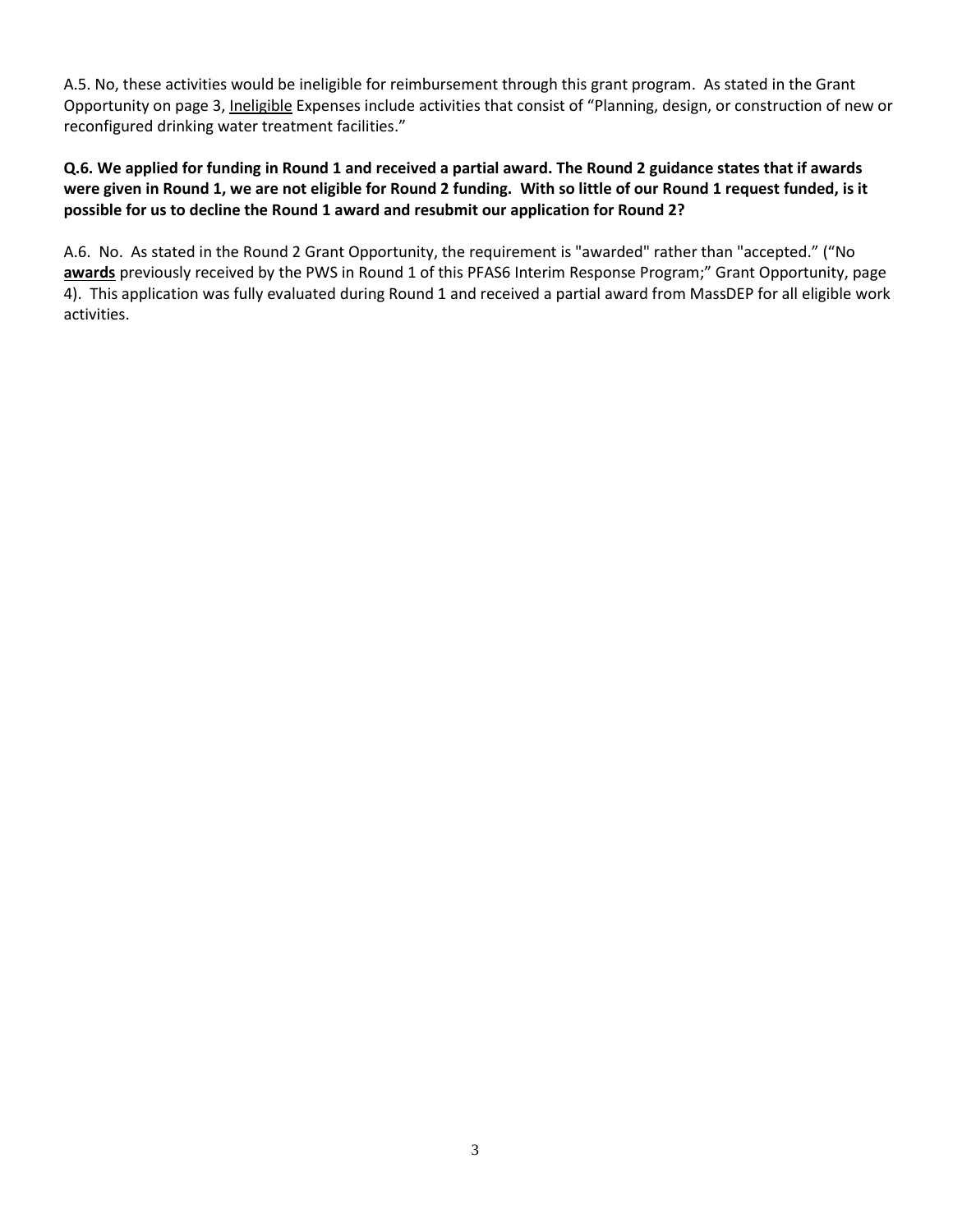A.5. No, these activities would be ineligible for reimbursement through this grant program. As stated in the Grant Opportunity on page 3, Ineligible Expenses include activities that consist of "Planning, design, or construction of new or reconfigured drinking water treatment facilities."

**Q.6. We applied for funding in Round 1 and received a partial award. The Round 2 guidance states that if awards were given in Round 1, we are not eligible for Round 2 funding. With so little of our Round 1 request funded, is it possible for us to decline the Round 1 award and resubmit our application for Round 2?**

A.6. No. As stated in the Round 2 Grant Opportunity, the requirement is "awarded" rather than "accepted." ("No **awards** previously received by the PWS in Round 1 of this PFAS6 Interim Response Program;" Grant Opportunity, page 4). This application was fully evaluated during Round 1 and received a partial award from MassDEP for all eligible work activities.